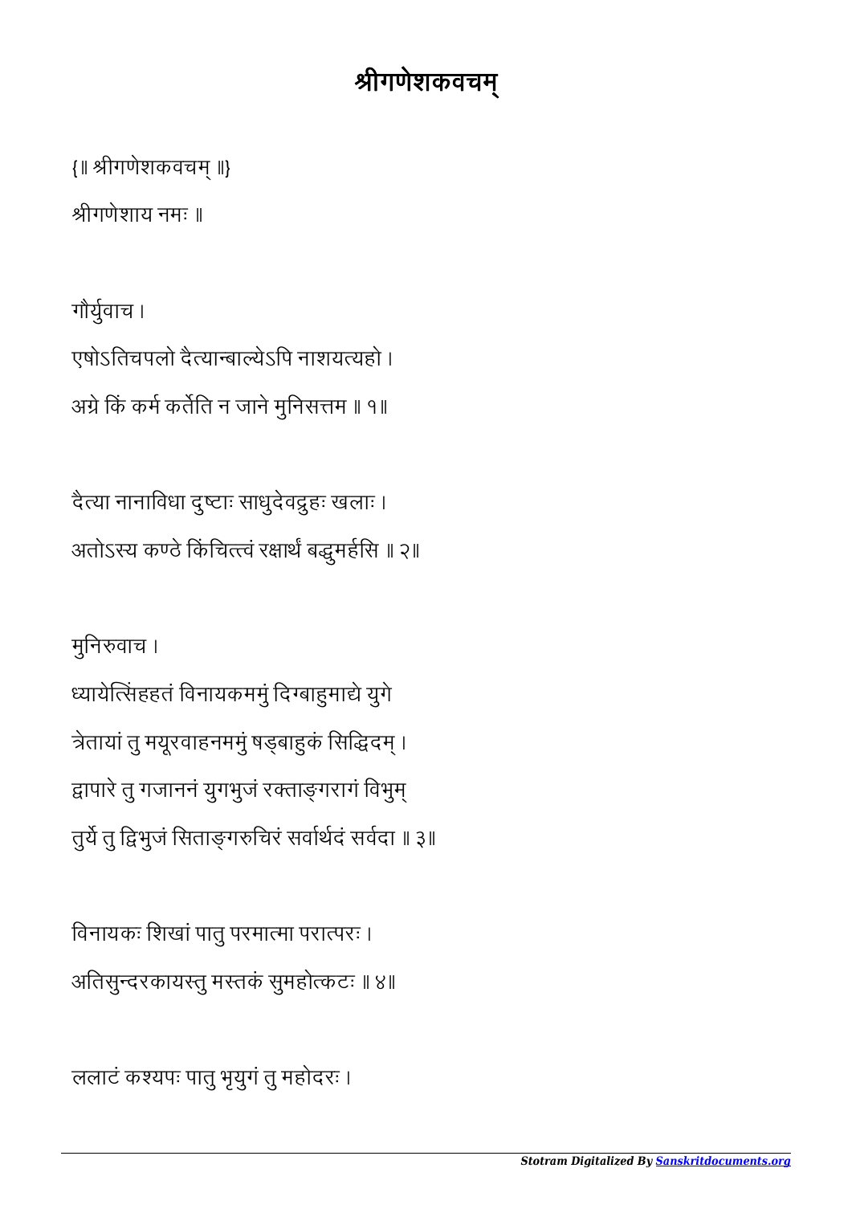# श्रीगणेशकवचम्

{॥ श्रीगणेशकवचम् ॥}

श्रीगणेशाय नमः ॥

गौर्युवाच ।

एषोऽतिचपलो दैत्यान्बाल्येऽपि नाशयत्यहो ।

अग्रे किं कर्म कर्तेति न जाने मुनिसत्तम ॥ १॥

दैत्या नानाविधा दुष्टाः साधुदेवद्रुहः खलाः ।

अतोऽस्य कण्ठे किंचित्त्वं रक्षार्थं बद्धुमर्हसि ॥ २॥

मुनिरुवाच ।

ध्यायेत्सिंहहतं विनायकममुं दिग्बाहुमाद्ये युगे

त्रेतायां तु मयूरवाहनममुं षड्बाहुकं सिद्धिदम् ।

द्वापारे तु गजाननं युगभुजं रक्ताङ्गरागं विभुम्

तुर्ये तु द्विभुजं सिताङ्गरुचिरं सर्वार्थदं सर्वदा ॥ ३॥

विनायकः शिखां पातु परमात्मा परात्परः ।

अतिसुन्दरकायस्तु मस्तकं सुमहोत्कटः ॥ ४॥

ललाटं कश्यपः पातु भृयुगं तु महोदरः ।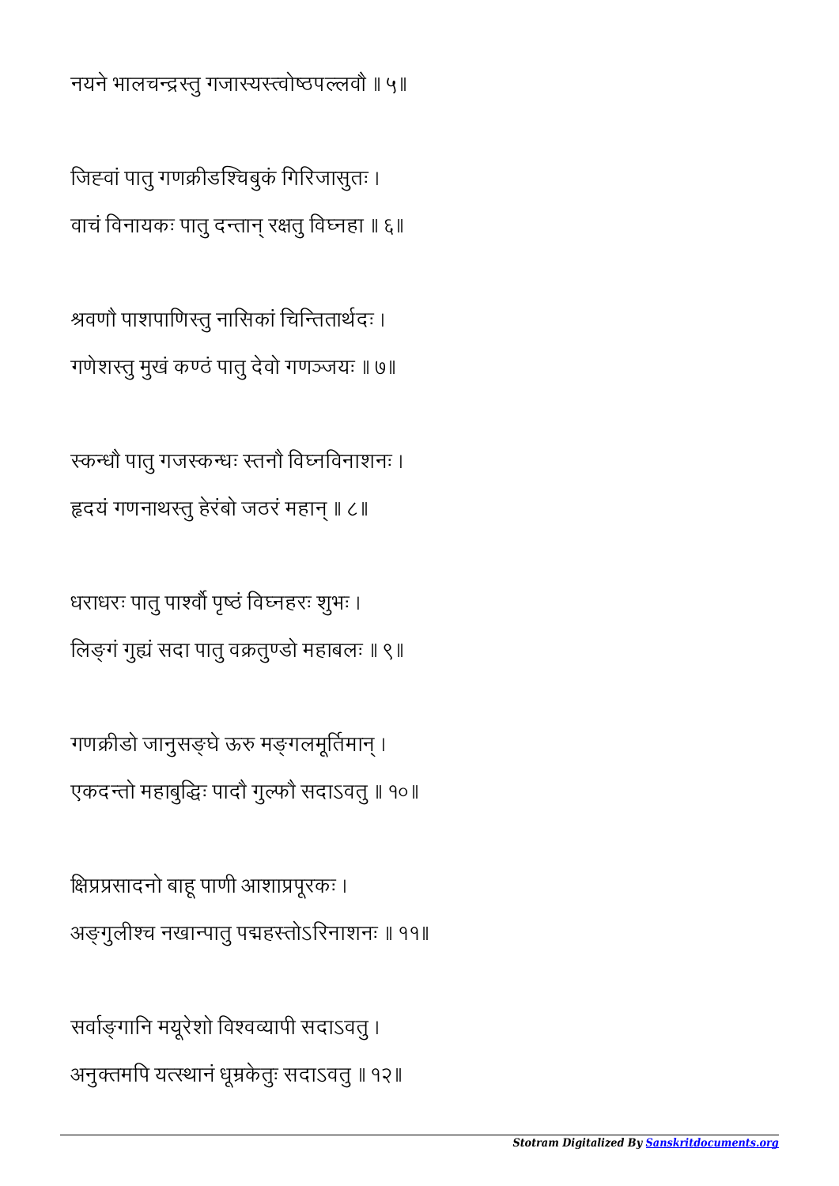नयने भालचन्द्रस्तु गजास्यस्त्वोष्ठपल्लवौ ॥ ५॥

जिह्वां पातु गणक्रीडश्चिबुकं गिरिजासुतः ।
वाचं विनायकः पातु दन्तान् रक्षतु विघ्नहा ॥ ६॥

श्रवणौ पाशपाणिस्तु नासिकां चिन्तितार्थदः ।
गणेशस्तु मुखं कण्ठं पातु देवो गणञ्जयः ॥ ७॥

स्कन्धौ पातु गजस्कन्धः स्तनौ विघ्नविनाशनः ।
हृदयं गणनाथस्तु हेरंबो जठरं महान् ॥ ८॥

धराधरः पातु पार्श्वौ पृष्ठं विघ्नहरः शुभः ।
लिङ्गं गुह्यं सदा पातु वक्रतुण्डो महाबलः ॥ ९॥

गणक्रीडो जानुसङ्घे ऊरु मङ्गलमूर्तिमान् ।
एकदन्तो महाबुद्धिः पादौ गुल्फौ सदाऽवतु ॥ १०॥

क्षिप्रप्रसादनो बाहू पाणी आशाप्रपूरकः ।
अङ्गुलीश्च नखान्पातु पद्महस्तोऽरिनाशनः ॥ ११॥

सर्वाङ्गानि मयूरेशो विश्वव्यापी सदाऽवतु ।
अनुक्तमपि यत्स्थानं धूम्रकेतुः सदाऽवतु ॥ १२॥

*Stotram Digitalized By Sanskritdocuments.org*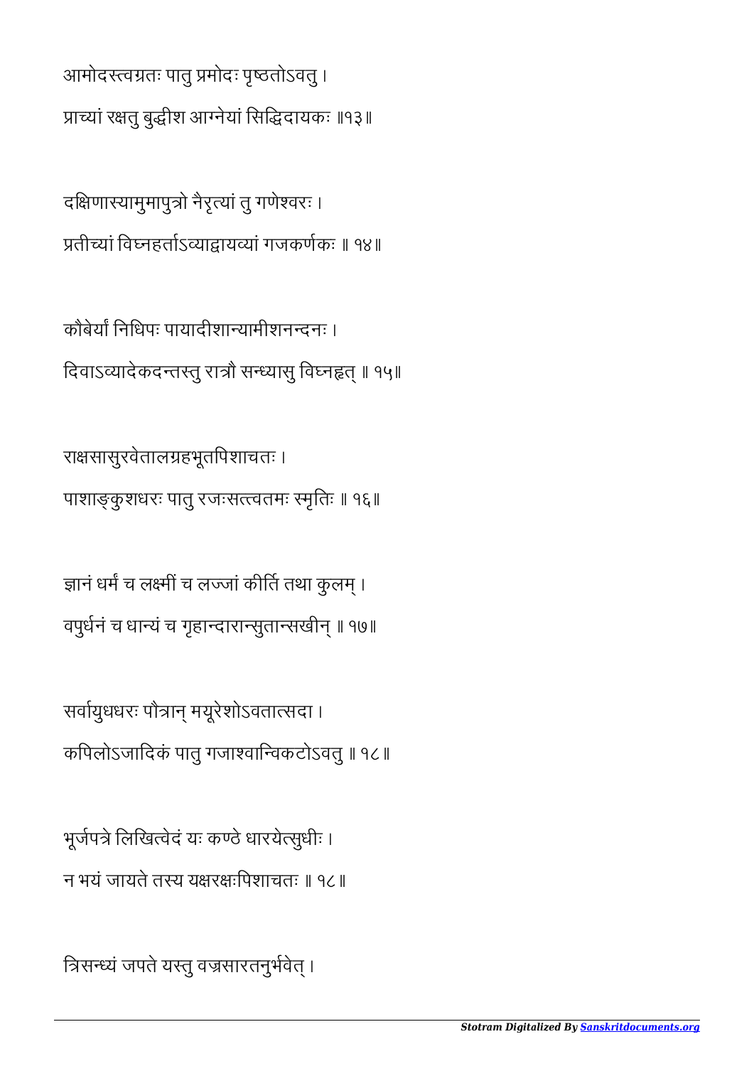आमोदस्त्वग्रतः पातु प्रमोदः पृष्ठतोऽवतु ।
प्राच्यां रक्षतु बुद्धीश आग्नेयां सिद्धिदायकः ॥१३॥

दक्षिणास्यामुमापुत्रो नैरृत्यां तु गणेश्वरः ।
प्रतीच्यां विघ्नहर्ताऽव्याद्वायव्यां गजकर्णकः ॥ १४॥

कौबेर्यां निधिपः पायादीशान्यामीशनन्दनः ।
दिवाऽव्यादेकदन्तस्तु रात्रौ सन्ध्यासु विघ्नहृत् ॥ १५॥

राक्षसासुरवेतालग्रहभूतपिशाचतः ।
पाशाङ्कुशधरः पातु रजःसत्त्वतमः स्मृतिः ॥ १६॥

ज्ञानं धर्मं च लक्ष्मीं च लज्जां कीर्तिं तथा कुलम् ।
वपुर्धनं च धान्यं च गृहान्दारान्सुतान्सखीन् ॥ १७॥

सर्वायुधधरः पौत्रान् मयूरेशोऽवतात्सदा ।
कपिलोऽजादिकं पातु गजाश्वान्विकटोऽवतु ॥ १८॥

भूर्जपत्रे लिखित्वेदं यः कण्ठे धारयेत्सुधीः ।
न भयं जायते तस्य यक्षरक्षःपिशाचतः ॥ १८॥

त्रिसन्ध्यं जपते यस्तु वज्रसारतनुर्भवेत् ।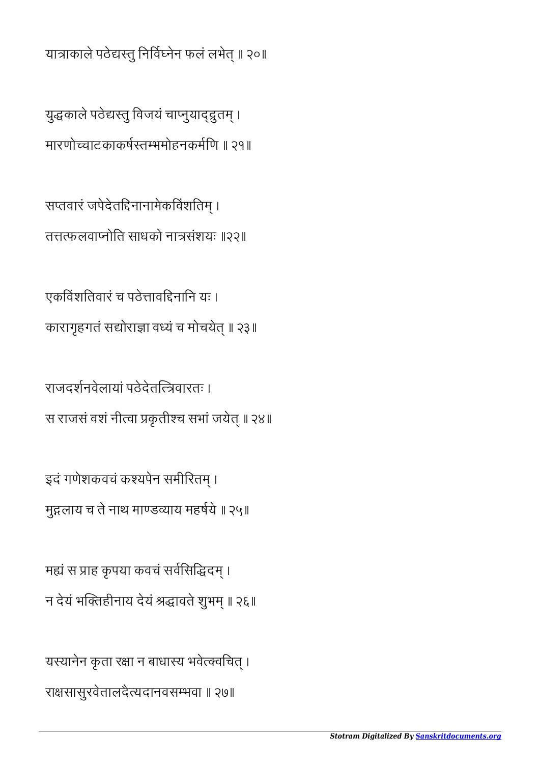यात्राकाले पठेद्यस्तु निर्विघ्नेन फलं लभेत् ॥ २०॥

युद्धकाले पठेद्यस्तु विजयं चाप्नुयाद्द्रुतम् ।
मारणोच्चाटकाकर्षस्तम्भमोहनकर्मणि ॥ २१॥

सप्तवारं जपेदेतद्दिनानामेकविंशतिम् ।
तत्तत्फलवाप्नोति साधको नात्रसंशयः ॥२२॥

एकविंशतिवारं च पठेत्तावद्दिनानि यः ।
कारागृहगतं सद्योराज्ञा वध्यं च मोचयेत् ॥ २३॥

राजदर्शनवेलायां पठेदेतत्त्रिवारतः ।
स राजसं वशं नीत्वा प्रकृतीश्च सभां जयेत् ॥ २४॥

इदं गणेशकवचं कश्यपेन समीरितम् ।
मुद्गलाय च ते नाथ माण्डव्याय महर्षये ॥ २५॥

मह्यं स प्राह कृपया कवचं सर्वसिद्धिदम् ।
न देयं भक्तिहीनाय देयं श्रद्धावते शुभम् ॥ २६॥

यस्यानेन कृता रक्षा न बाधास्य भवेत्क्वचित् ।
राक्षसासुरवेतालदैत्यदानवसम्भवा ॥ २७॥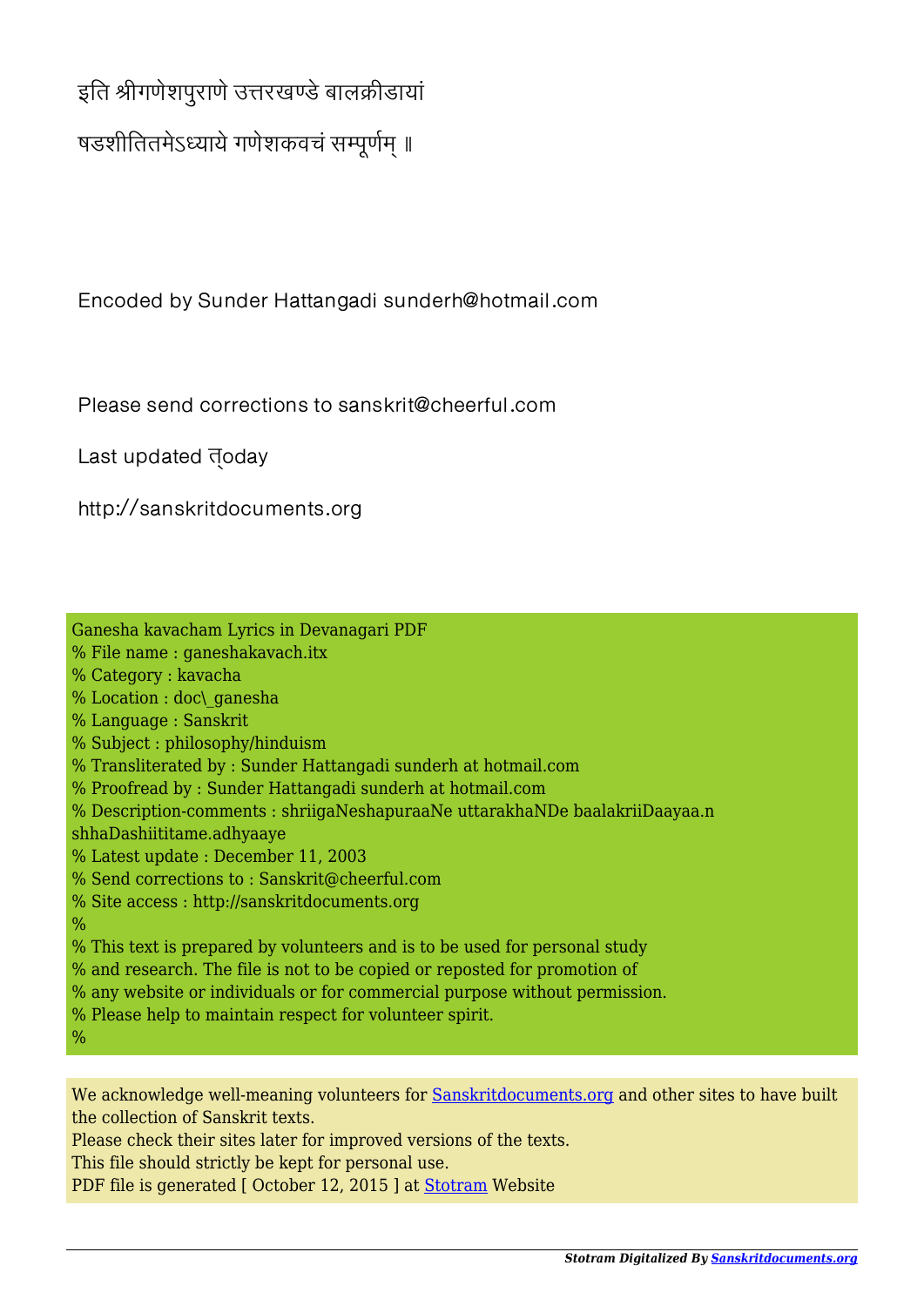इति श्रीगणेशपुराणे उत्तरखण्डे बालक्रीडायां

षडशीतितमेऽध्याये गणेशकवचं सम्पूर्णम् ॥

Encoded by Sunder Hattangadi sunderh@hotmail.com

Please send corrections to sanskrit@cheerful.com

Last updated त्oday

http://sanskritdocuments.org

Ganesha kavacham Lyrics in Devanagari PDF
% File name : ganeshakavach.itx
% Category : kavacha
% Location : doc\_ganesha
% Language : Sanskrit
% Subject : philosophy/hinduism
% Transliterated by : Sunder Hattangadi sunderh at hotmail.com
% Proofread by : Sunder Hattangadi sunderh at hotmail.com
% Description-comments : shriigaNeshapuraaNe uttarakhaNDe baalakriiDaayaa.n shhaDashiititame.adhyaaye
% Latest update : December 11, 2003
% Send corrections to : Sanskrit@cheerful.com
% Site access : http://sanskritdocuments.org
%
% This text is prepared by volunteers and is to be used for personal study
% and research. The file is not to be copied or reposted for promotion of
% any website or individuals or for commercial purpose without permission.
% Please help to maintain respect for volunteer spirit.
%

We acknowledge well-meaning volunteers for Sanskritdocuments.org and other sites to have built the collection of Sanskrit texts.
Please check their sites later for improved versions of the texts.
This file should strictly be kept for personal use.
PDF file is generated [ October 12, 2015 ] at Stotram Website